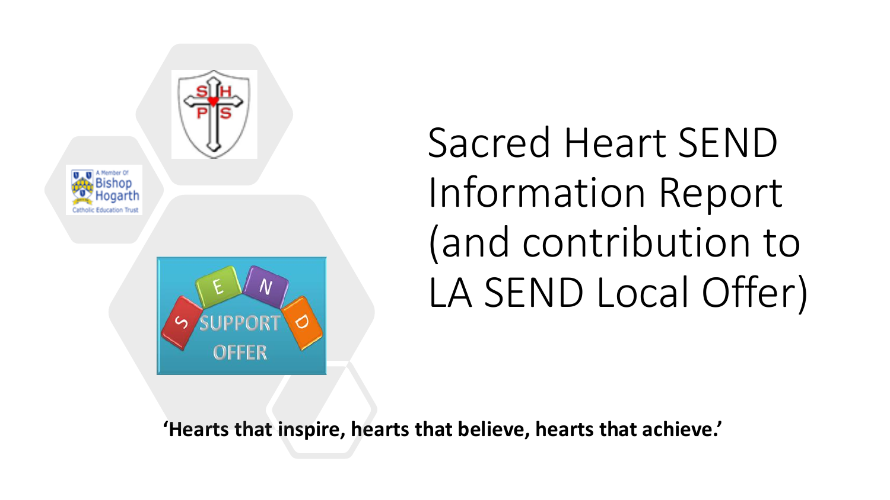# Sacred Heart SEND Information Report (and contribution to LA SEND Local Offer)

**'Hearts that inspire, hearts that believe, hearts that achieve.'**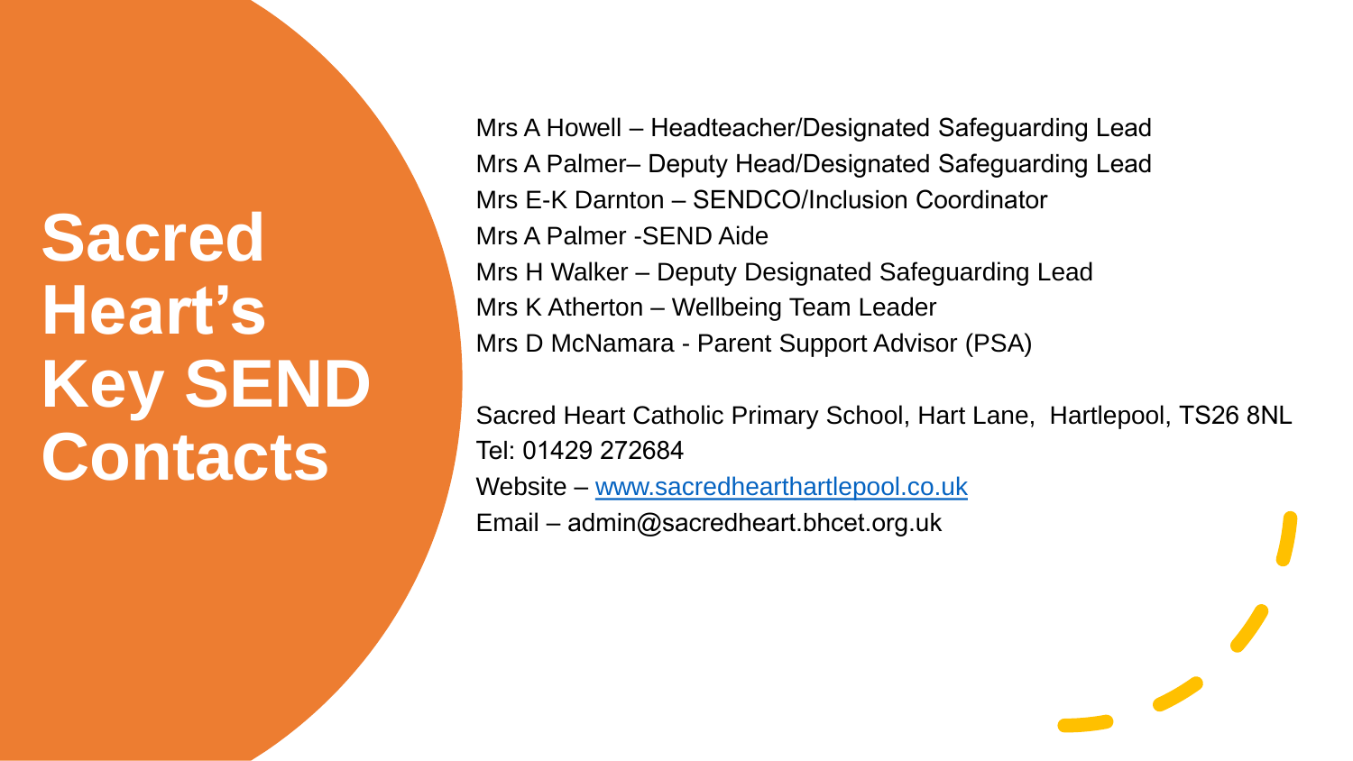# Sacred Heart's Key SEND Contacts

Mrs A Howell – Headteacher/Designated Safeguarding Lead
Mrs A Palmer– Deputy Head/Designated Safeguarding Lead
Mrs E-K Darnton – SENDCO/Inclusion Coordinator
Mrs A Palmer -SEND Aide
Mrs H Walker – Deputy Designated Safeguarding Lead
Mrs K Atherton – Wellbeing Team Leader
Mrs D McNamara - Parent Support Advisor (PSA)

Sacred Heart Catholic Primary School, Hart Lane, Hartlepool, TS26 8NL
Tel: 01429 272684
Website – [www.sacredhearthartlepool.co.uk](http://www.sacredhearthartlepool.co.uk)
Email – admin@sacredheart.bhcet.org.uk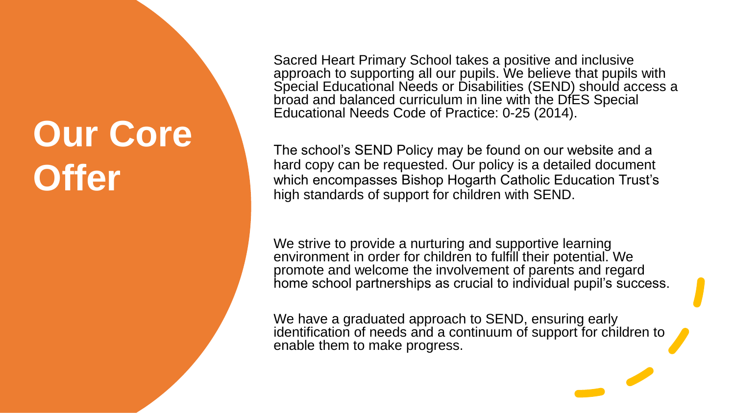# Our Core Offer

Sacred Heart Primary School takes a positive and inclusive approach to supporting all our pupils. We believe that pupils with Special Educational Needs or Disabilities (SEND) should access a broad and balanced curriculum in line with the DfES Special Educational Needs Code of Practice: 0-25 (2014).

The school's SEND Policy may be found on our website and a hard copy can be requested. Our policy is a detailed document which encompasses Bishop Hogarth Catholic Education Trust's high standards of support for children with SEND.

We strive to provide a nurturing and supportive learning environment in order for children to fulfill their potential. We promote and welcome the involvement of parents and regard home school partnerships as crucial to individual pupil's success.

We have a graduated approach to SEND, ensuring early identification of needs and a continuum of support for children to enable them to make progress.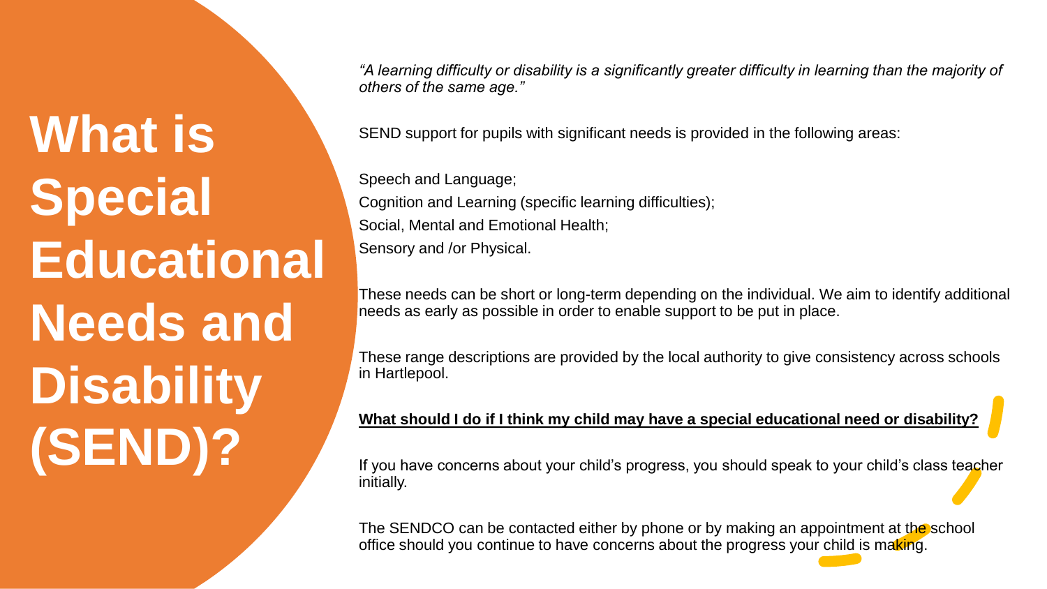# What is Special Educational Needs and Disability (SEND)?

*"A learning difficulty or disability is a significantly greater difficulty in learning than the majority of others of the same age."*

SEND support for pupils with significant needs is provided in the following areas:

Speech and Language;
Cognition and Learning (specific learning difficulties);
Social, Mental and Emotional Health;
Sensory and /or Physical.

These needs can be short or long-term depending on the individual. We aim to identify additional needs as early as possible in order to enable support to be put in place.

These range descriptions are provided by the local authority to give consistency across schools in Hartlepool.

**<u>What should I do if I think my child may have a special educational need or disability?</u>**

If you have concerns about your child's progress, you should speak to your child's class teacher initially.

The SENDCO can be contacted either by phone or by making an appointment at the school office should you continue to have concerns about the progress your child is making.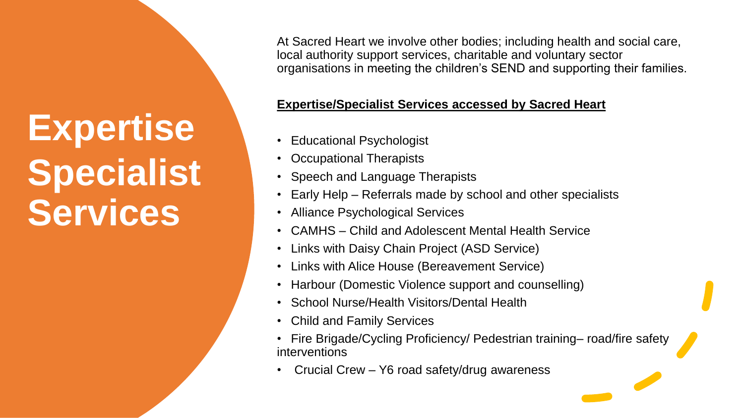# Expertise Specialist Services

At Sacred Heart we involve other bodies; including health and social care, local authority support services, charitable and voluntary sector organisations in meeting the children's SEND and supporting their families.

**Expertise/Specialist Services accessed by Sacred Heart**

- Educational Psychologist
- Occupational Therapists
- Speech and Language Therapists
- Early Help – Referrals made by school and other specialists
- Alliance Psychological Services
- CAMHS – Child and Adolescent Mental Health Service
- Links with Daisy Chain Project (ASD Service)
- Links with Alice House (Bereavement Service)
- Harbour (Domestic Violence support and counselling)
- School Nurse/Health Visitors/Dental Health
- Child and Family Services
- Fire Brigade/Cycling Proficiency/ Pedestrian training– road/fire safety interventions
- Crucial Crew – Y6 road safety/drug awareness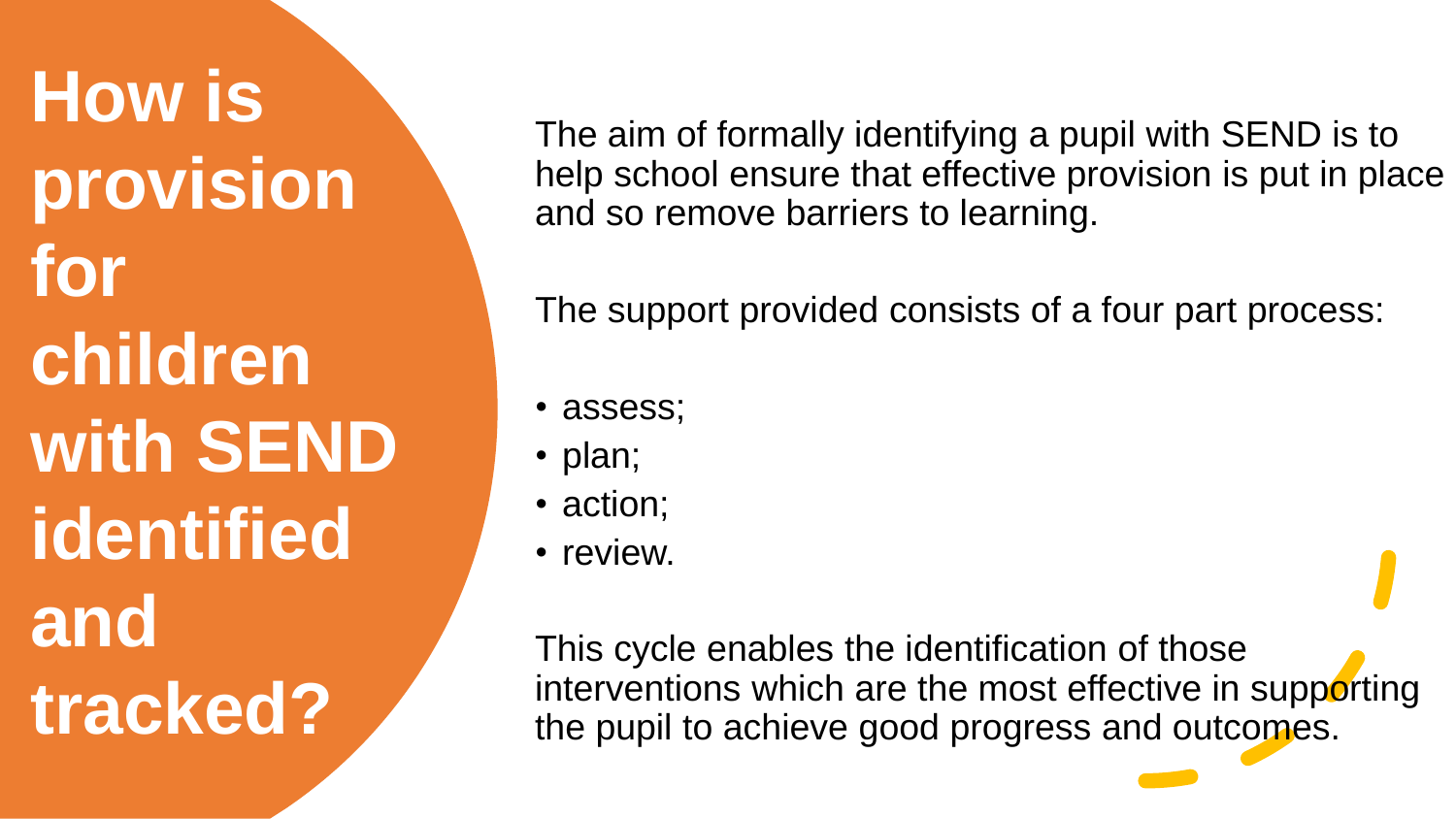# How is provision for children with SEND identified and tracked?

The aim of formally identifying a pupil with SEND is to help school ensure that effective provision is put in place and so remove barriers to learning.

The support provided consists of a four part process:

- assess;
- plan;
- action;
- review.

This cycle enables the identification of those interventions which are the most effective in supporting the pupil to achieve good progress and outcomes.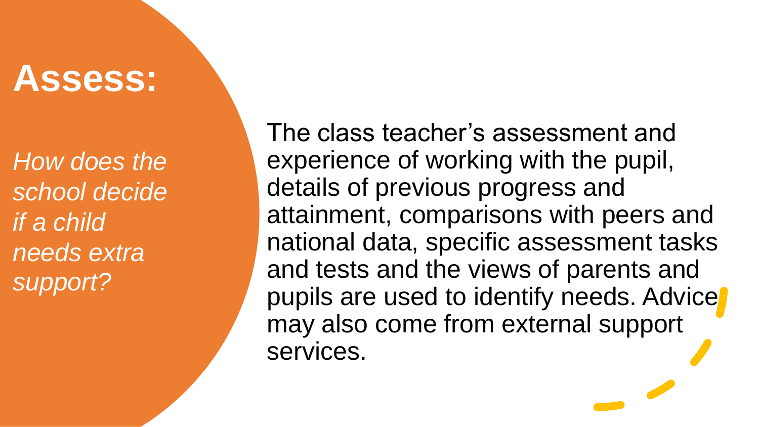# Assess:

*How does the school decide if a child needs extra support?*

The class teacher’s assessment and experience of working with the pupil, details of previous progress and attainment, comparisons with peers and national data, specific assessment tasks and tests and the views of parents and pupils are used to identify needs. Advice may also come from external support services.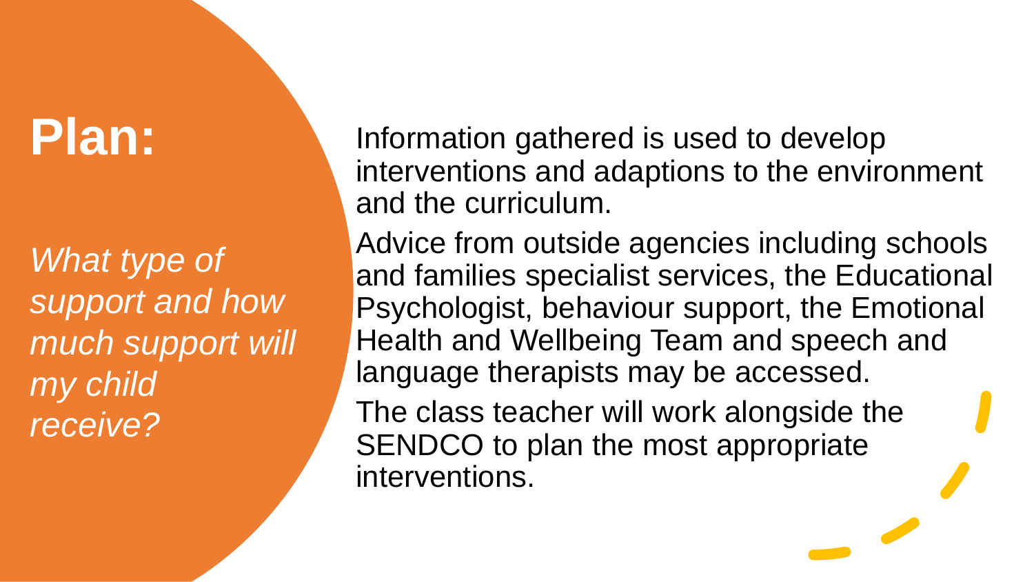# Plan:

*What type of support and how much support will my child receive?*

Information gathered is used to develop interventions and adaptions to the environment and the curriculum.

Advice from outside agencies including schools and families specialist services, the Educational Psychologist, behaviour support, the Emotional Health and Wellbeing Team and speech and language therapists may be accessed.

The class teacher will work alongside the SENDCO to plan the most appropriate interventions.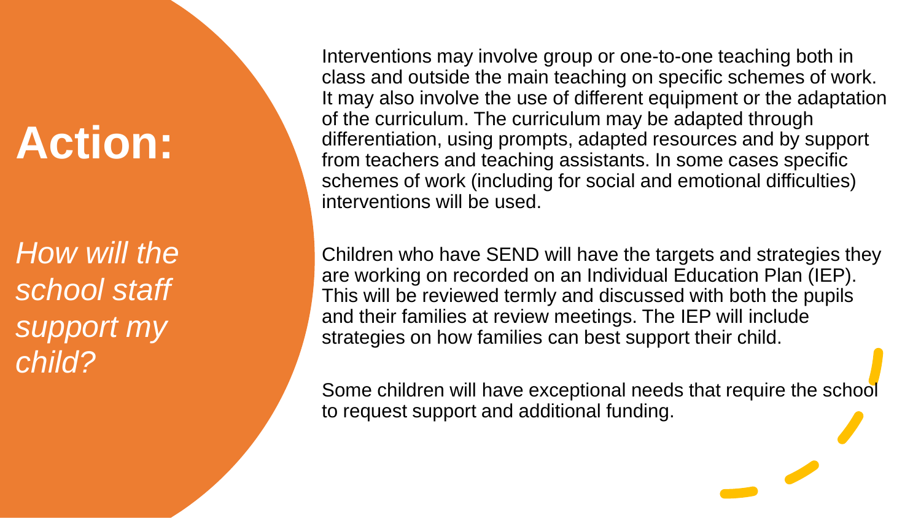# Action:

*How will the school staff support my child?*

Interventions may involve group or one-to-one teaching both in class and outside the main teaching on specific schemes of work. It may also involve the use of different equipment or the adaptation of the curriculum. The curriculum may be adapted through differentiation, using prompts, adapted resources and by support from teachers and teaching assistants. In some cases specific schemes of work (including for social and emotional difficulties) interventions will be used.

Children who have SEND will have the targets and strategies they are working on recorded on an Individual Education Plan (IEP). This will be reviewed termly and discussed with both the pupils and their families at review meetings. The IEP will include strategies on how families can best support their child.

Some children will have exceptional needs that require the school to request support and additional funding.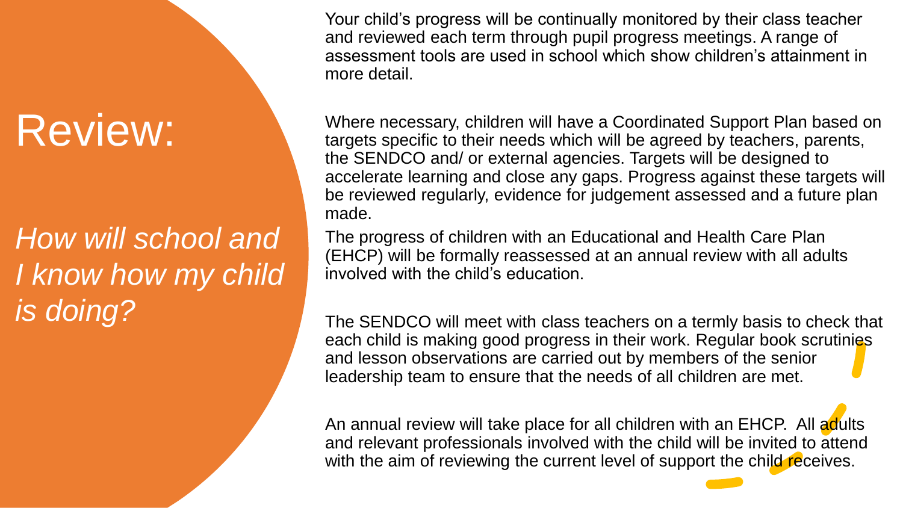# Review:

*How will school and I know how my child is doing?*

Your child's progress will be continually monitored by their class teacher and reviewed each term through pupil progress meetings. A range of assessment tools are used in school which show children's attainment in more detail.

Where necessary, children will have a Coordinated Support Plan based on targets specific to their needs which will be agreed by teachers, parents, the SENDCO and/ or external agencies. Targets will be designed to accelerate learning and close any gaps. Progress against these targets will be reviewed regularly, evidence for judgement assessed and a future plan made.

The progress of children with an Educational and Health Care Plan (EHCP) will be formally reassessed at an annual review with all adults involved with the child's education.

The SENDCO will meet with class teachers on a termly basis to check that each child is making good progress in their work. Regular book scrutinies and lesson observations are carried out by members of the senior leadership team to ensure that the needs of all children are met.

An annual review will take place for all children with an EHCP. All adults and relevant professionals involved with the child will be invited to attend with the aim of reviewing the current level of support the child receives.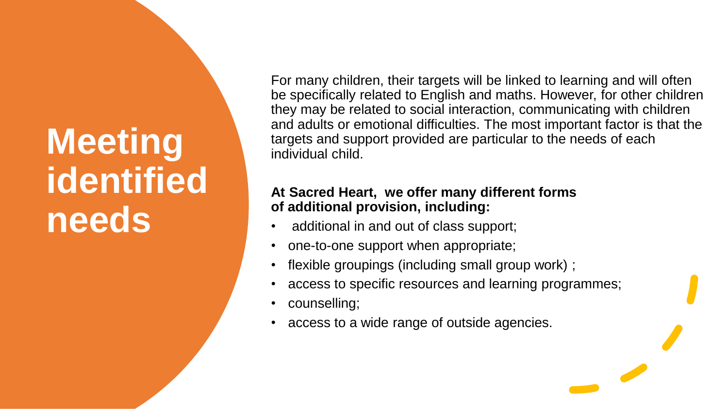# Meeting identified needs

For many children, their targets will be linked to learning and will often be specifically related to English and maths. However, for other children they may be related to social interaction, communicating with children and adults or emotional difficulties. The most important factor is that the targets and support provided are particular to the needs of each individual child.

**At Sacred Heart, we offer many different forms of additional provision, including:**

- additional in and out of class support;
- one-to-one support when appropriate;
- flexible groupings (including small group work) ;
- access to specific resources and learning programmes;
- counselling;
- access to a wide range of outside agencies.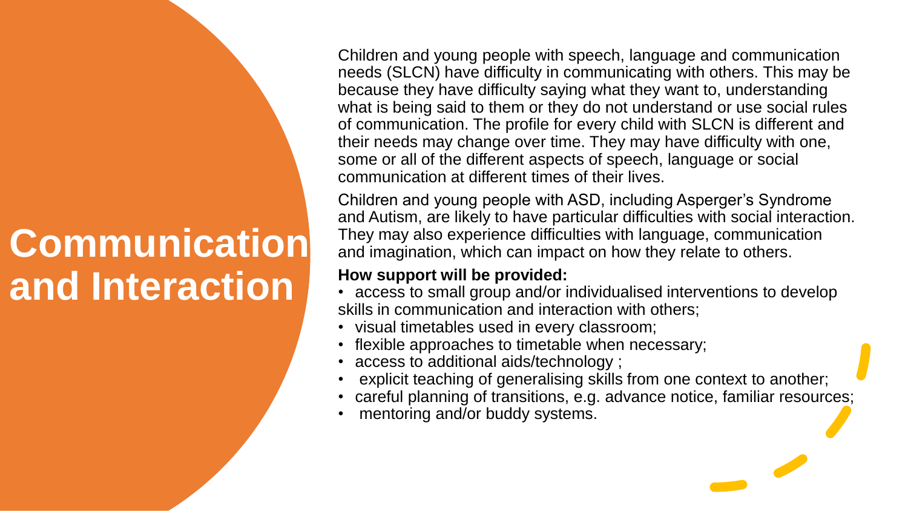# Communication and Interaction

Children and young people with speech, language and communication needs (SLCN) have difficulty in communicating with others. This may be because they have difficulty saying what they want to, understanding what is being said to them or they do not understand or use social rules of communication. The profile for every child with SLCN is different and their needs may change over time. They may have difficulty with one, some or all of the different aspects of speech, language or social communication at different times of their lives.

Children and young people with ASD, including Asperger's Syndrome and Autism, are likely to have particular difficulties with social interaction. They may also experience difficulties with language, communication and imagination, which can impact on how they relate to others.

**How support will be provided:**

- access to small group and/or individualised interventions to develop skills in communication and interaction with others;
- visual timetables used in every classroom;
- flexible approaches to timetable when necessary;
- access to additional aids/technology ;
- explicit teaching of generalising skills from one context to another;
- careful planning of transitions, e.g. advance notice, familiar resources;
- mentoring and/or buddy systems.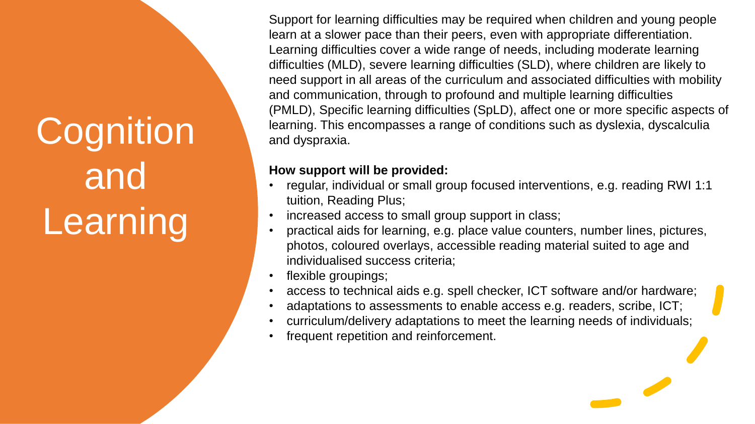# Cognition and Learning

Support for learning difficulties may be required when children and young people learn at a slower pace than their peers, even with appropriate differentiation. Learning difficulties cover a wide range of needs, including moderate learning difficulties (MLD), severe learning difficulties (SLD), where children are likely to need support in all areas of the curriculum and associated difficulties with mobility and communication, through to profound and multiple learning difficulties (PMLD), Specific learning difficulties (SpLD), affect one or more specific aspects of learning. This encompasses a range of conditions such as dyslexia, dyscalculia and dyspraxia.

**How support will be provided:**

- regular, individual or small group focused interventions, e.g. reading RWI 1:1 tuition, Reading Plus;
- increased access to small group support in class;
- practical aids for learning, e.g. place value counters, number lines, pictures, photos, coloured overlays, accessible reading material suited to age and individualised success criteria;
- flexible groupings;
- access to technical aids e.g. spell checker, ICT software and/or hardware;
- adaptations to assessments to enable access e.g. readers, scribe, ICT;
- curriculum/delivery adaptations to meet the learning needs of individuals;
- frequent repetition and reinforcement.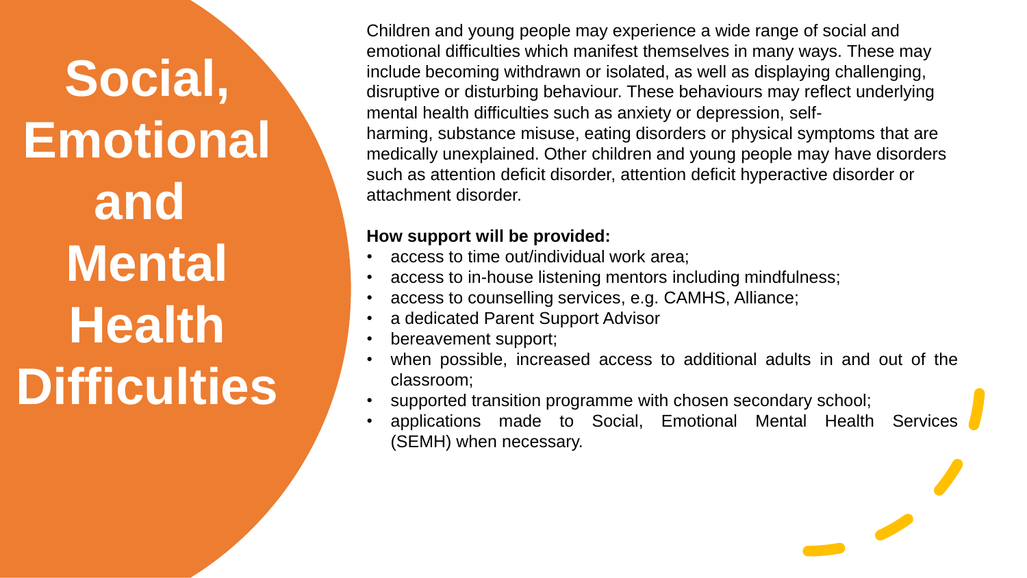# Social, Emotional and Mental Health Difficulties

Children and young people may experience a wide range of social and emotional difficulties which manifest themselves in many ways. These may include becoming withdrawn or isolated, as well as displaying challenging, disruptive or disturbing behaviour. These behaviours may reflect underlying mental health difficulties such as anxiety or depression, self-harming, substance misuse, eating disorders or physical symptoms that are medically unexplained. Other children and young people may have disorders such as attention deficit disorder, attention deficit hyperactive disorder or attachment disorder.

**How support will be provided:**

- access to time out/individual work area;
- access to in-house listening mentors including mindfulness;
- access to counselling services, e.g. CAMHS, Alliance;
- a dedicated Parent Support Advisor
- bereavement support;
- when possible, increased access to additional adults in and out of the classroom;
- supported transition programme with chosen secondary school;
- applications made to Social, Emotional Mental Health Services (SEMH) when necessary.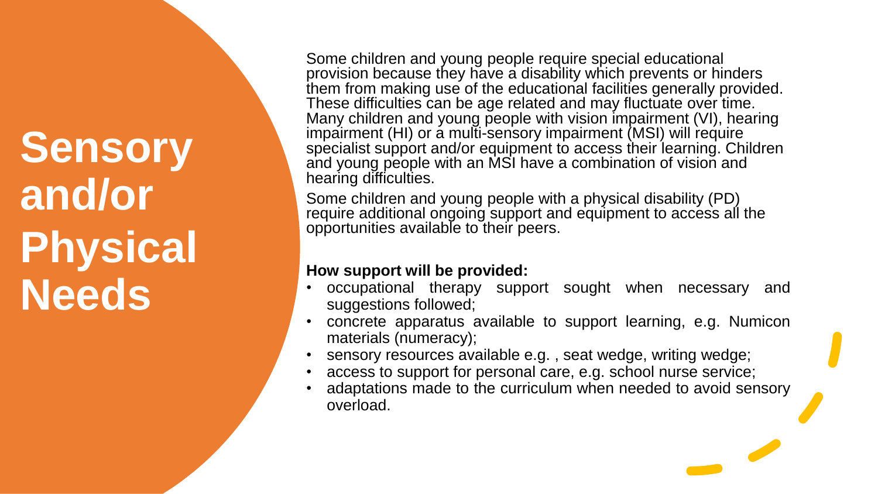# Sensory and/or Physical Needs

Some children and young people require special educational provision because they have a disability which prevents or hinders them from making use of the educational facilities generally provided. These difficulties can be age related and may fluctuate over time. Many children and young people with vision impairment (VI), hearing impairment (HI) or a multi-sensory impairment (MSI) will require specialist support and/or equipment to access their learning. Children and young people with an MSI have a combination of vision and hearing difficulties.

Some children and young people with a physical disability (PD) require additional ongoing support and equipment to access all the opportunities available to their peers.

**How support will be provided:**

- occupational therapy support sought when necessary and suggestions followed;
- concrete apparatus available to support learning, e.g. Numicon materials (numeracy);
- sensory resources available e.g. , seat wedge, writing wedge;
- access to support for personal care, e.g. school nurse service;
- adaptations made to the curriculum when needed to avoid sensory overload.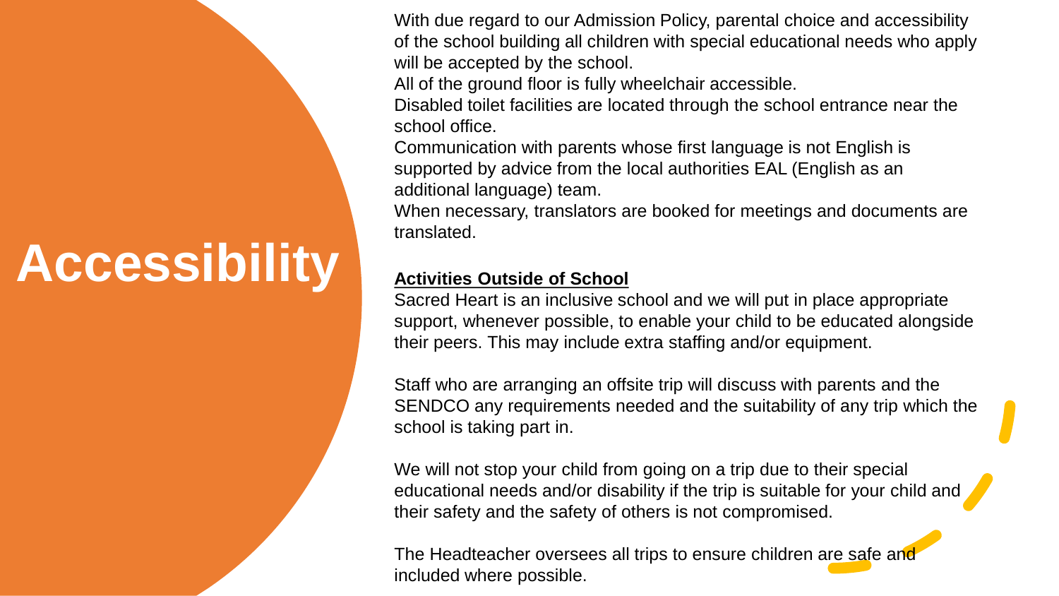# Accessibility

With due regard to our Admission Policy, parental choice and accessibility of the school building all children with special educational needs who apply will be accepted by the school.

All of the ground floor is fully wheelchair accessible.

Disabled toilet facilities are located through the school entrance near the school office.

Communication with parents whose first language is not English is supported by advice from the local authorities EAL (English as an additional language) team.

When necessary, translators are booked for meetings and documents are translated.

## Activities Outside of School

Sacred Heart is an inclusive school and we will put in place appropriate support, whenever possible, to enable your child to be educated alongside their peers. This may include extra staffing and/or equipment.

Staff who are arranging an offsite trip will discuss with parents and the SENDCO any requirements needed and the suitability of any trip which the school is taking part in.

We will not stop your child from going on a trip due to their special educational needs and/or disability if the trip is suitable for your child and their safety and the safety of others is not compromised.

The Headteacher oversees all trips to ensure children are safe and included where possible.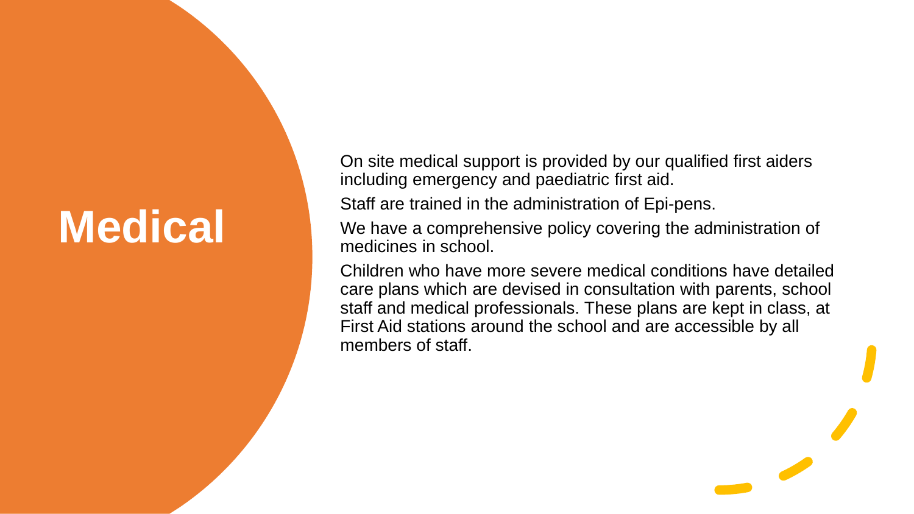# Medical

On site medical support is provided by our qualified first aiders including emergency and paediatric first aid.

Staff are trained in the administration of Epi-pens.

We have a comprehensive policy covering the administration of medicines in school.

Children who have more severe medical conditions have detailed care plans which are devised in consultation with parents, school staff and medical professionals. These plans are kept in class, at First Aid stations around the school and are accessible by all members of staff.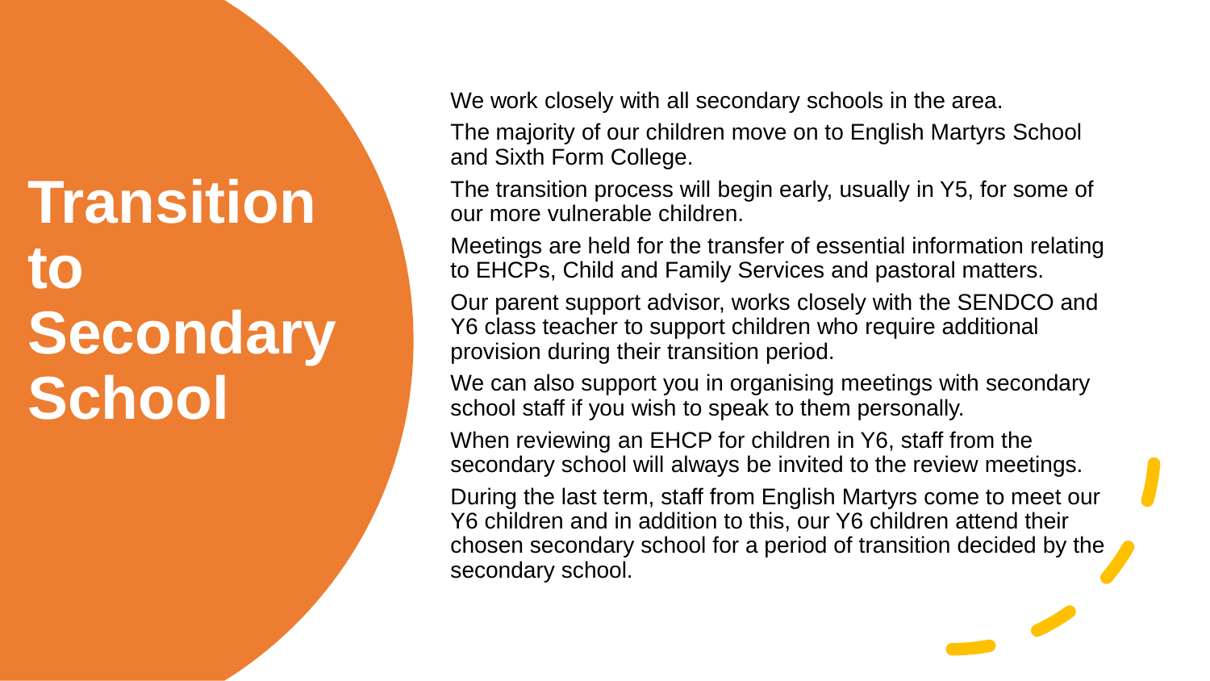# Transition to Secondary School

We work closely with all secondary schools in the area.

The majority of our children move on to English Martyrs School and Sixth Form College.

The transition process will begin early, usually in Y5, for some of our more vulnerable children.

Meetings are held for the transfer of essential information relating to EHCPs, Child and Family Services and pastoral matters.

Our parent support advisor, works closely with the SENDCO and Y6 class teacher to support children who require additional provision during their transition period.

We can also support you in organising meetings with secondary school staff if you wish to speak to them personally.

When reviewing an EHCP for children in Y6, staff from the secondary school will always be invited to the review meetings.

During the last term, staff from English Martyrs come to meet our Y6 children and in addition to this, our Y6 children attend their chosen secondary school for a period of transition decided by the secondary school.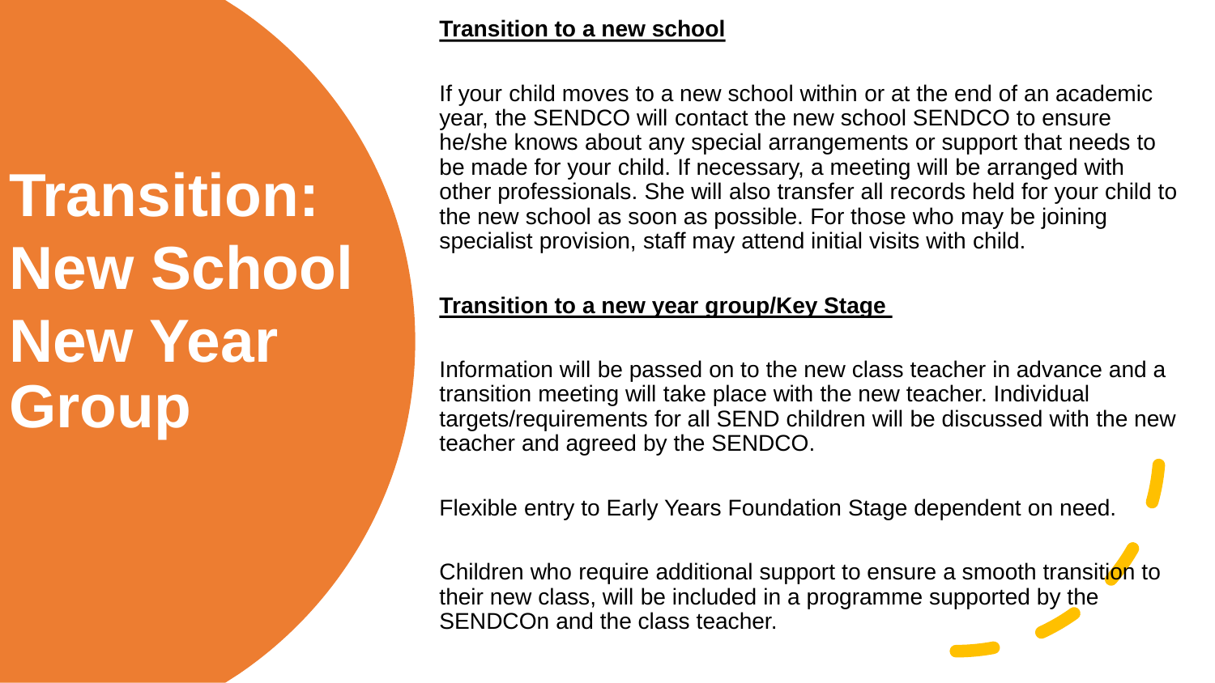# Transition: New School New Year Group

## Transition to a new school

If your child moves to a new school within or at the end of an academic year, the SENDCO will contact the new school SENDCO to ensure he/she knows about any special arrangements or support that needs to be made for your child. If necessary, a meeting will be arranged with other professionals. She will also transfer all records held for your child to the new school as soon as possible. For those who may be joining specialist provision, staff may attend initial visits with child.

## Transition to a new year group/Key Stage

Information will be passed on to the new class teacher in advance and a transition meeting will take place with the new teacher. Individual targets/requirements for all SEND children will be discussed with the new teacher and agreed by the SENDCO.

Flexible entry to Early Years Foundation Stage dependent on need.

Children who require additional support to ensure a smooth transition to their new class, will be included in a programme supported by the SENDCOn and the class teacher.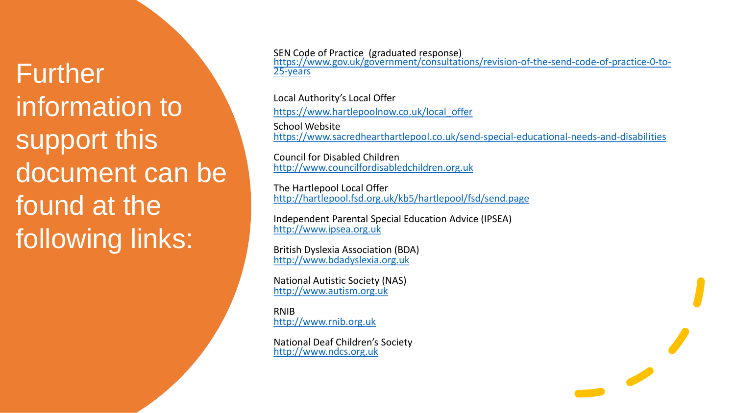# Further information to support this document can be found at the following links:

SEN Code of Practice (graduated response)
https://www.gov.uk/government/consultations/revision-of-the-send-code-of-practice-0-to-25-years

Local Authority's Local Offer
https://www.hartlepoolnow.co.uk/local_offer

School Website
https://www.sacredhearthartlepool.co.uk/send-special-educational-needs-and-disabilities

Council for Disabled Children
http://www.councilfordisabledchildren.org.uk

The Hartlepool Local Offer
http://hartlepool.fsd.org.uk/kb5/hartlepool/fsd/send.page

Independent Parental Special Education Advice (IPSEA)
http://www.ipsea.org.uk

British Dyslexia Association (BDA)
http://www.bdadyslexia.org.uk

National Autistic Society (NAS)
http://www.autism.org.uk

RNIB
http://www.rnib.org.uk

National Deaf Children's Society
http://www.ndcs.org.uk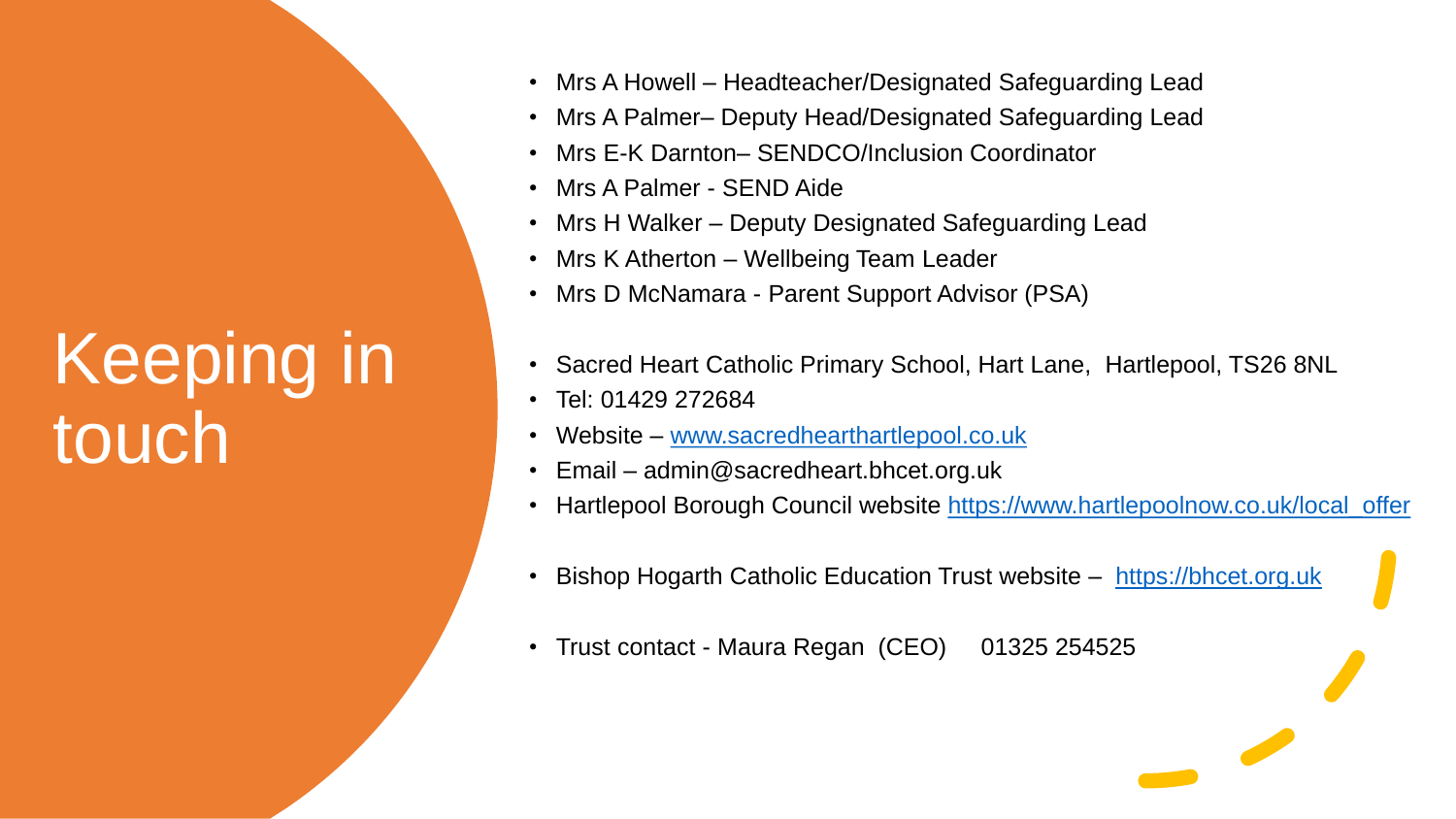# Keeping in touch

- Mrs A Howell – Headteacher/Designated Safeguarding Lead
- Mrs A Palmer– Deputy Head/Designated Safeguarding Lead
- Mrs E-K Darnton– SENDCO/Inclusion Coordinator
- Mrs A Palmer - SEND Aide
- Mrs H Walker – Deputy Designated Safeguarding Lead
- Mrs K Atherton – Wellbeing Team Leader
- Mrs D McNamara - Parent Support Advisor (PSA)

- Sacred Heart Catholic Primary School, Hart Lane, Hartlepool, TS26 8NL
- Tel: 01429 272684
- Website – www.sacredhearthartlepool.co.uk
- Email – admin@sacredheart.bhcet.org.uk
- Hartlepool Borough Council website https://www.hartlepoolnow.co.uk/local_offer

- Bishop Hogarth Catholic Education Trust website – https://bhcet.org.uk

- Trust contact - Maura Regan (CEO) 01325 254525